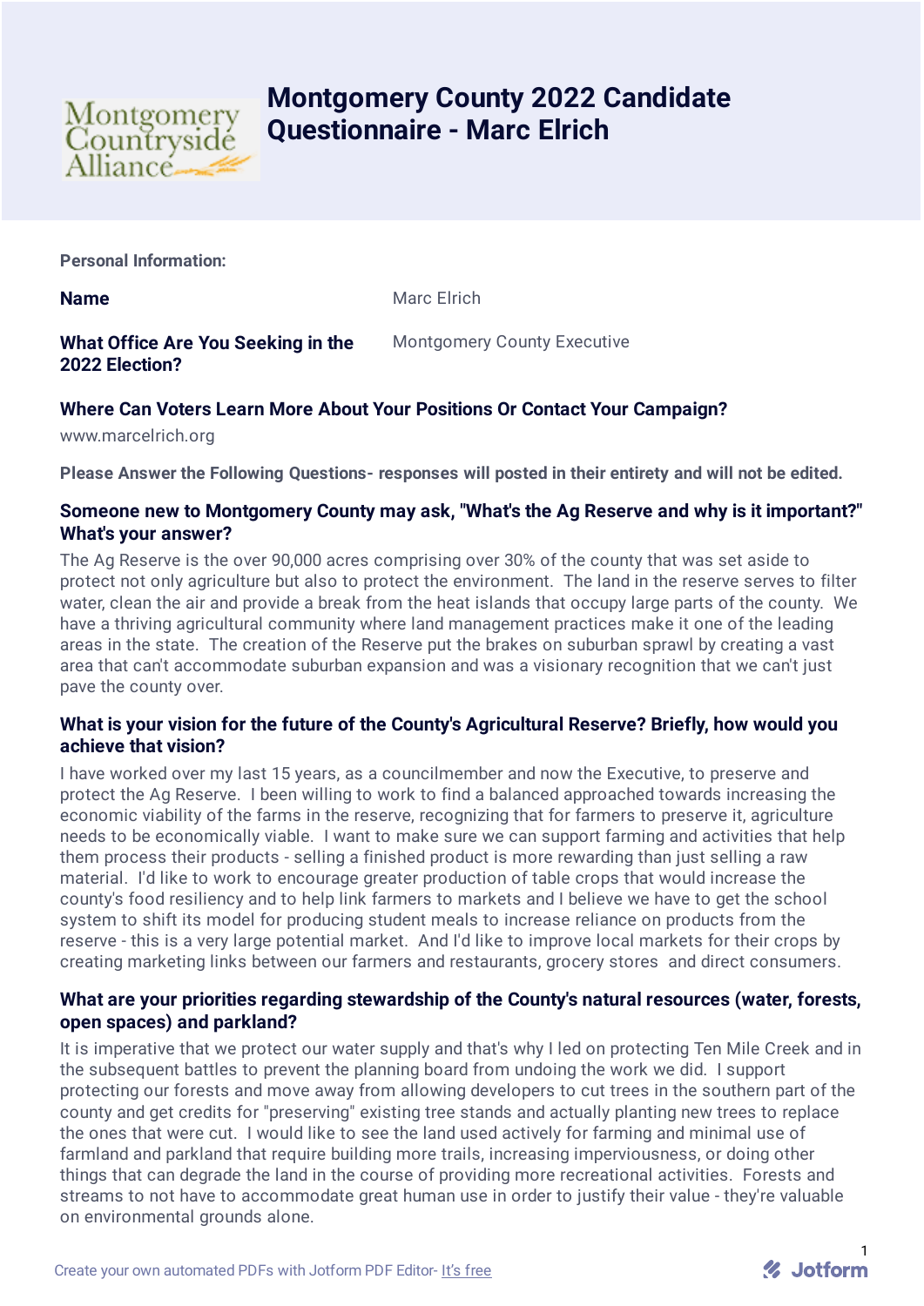# Montgomery County 2022 Candidate Questionnaire - Marc Elrich

Montgomery Countryside Alliance

**Personal Information:**

**Name** Marc Elrich

**What Office Are You Seeking in the 2022 Election?** Montgomery County Executive

**Where Can Voters Learn More About Your Positions Or Contact Your Campaign?**

www.marcelrich.org

**Please Answer the Following Questions- responses will posted in their entirety and will not be edited.**

**Someone new to Montgomery County may ask, "What's the Ag Reserve and why is it important?" What's your answer?**

The Ag Reserve is the over 90,000 acres comprising over 30% of the county that was set aside to protect not only agriculture but also to protect the environment. The land in the reserve serves to filter water, clean the air and provide a break from the heat islands that occupy large parts of the county. We have a thriving agricultural community where land management practices make it one of the leading areas in the state. The creation of the Reserve put the brakes on suburban sprawl by creating a vast area that can't accommodate suburban expansion and was a visionary recognition that we can't just pave the county over.

**What is your vision for the future of the County's Agricultural Reserve? Briefly, how would you achieve that vision?**

I have worked over my last 15 years, as a councilmember and now the Executive, to preserve and protect the Ag Reserve. I been willing to work to find a balanced approached towards increasing the economic viability of the farms in the reserve, recognizing that for farmers to preserve it, agriculture needs to be economically viable. I want to make sure we can support farming and activities that help them process their products - selling a finished product is more rewarding than just selling a raw material. I'd like to work to encourage greater production of table crops that would increase the county's food resiliency and to help link farmers to markets and I believe we have to get the school system to shift its model for producing student meals to increase reliance on products from the reserve - this is a very large potential market. And I'd like to improve local markets for their crops by creating marketing links between our farmers and restaurants, grocery stores and direct consumers.

**What are your priorities regarding stewardship of the County's natural resources (water, forests, open spaces) and parkland?**

It is imperative that we protect our water supply and that's why I led on protecting Ten Mile Creek and in the subsequent battles to prevent the planning board from undoing the work we did. I support protecting our forests and move away from allowing developers to cut trees in the southern part of the county and get credits for "preserving" existing tree stands and actually planting new trees to replace the ones that were cut. I would like to see the land used actively for farming and minimal use of farmland and parkland that require building more trails, increasing imperviousness, or doing other things that can degrade the land in the course of providing more recreational activities. Forests and streams to not have to accommodate great human use in order to justify their value - they're valuable on environmental grounds alone.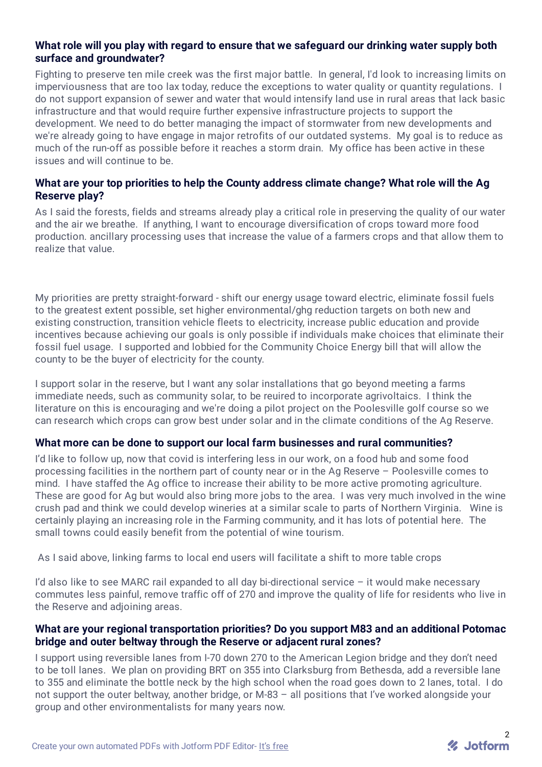**What role will you play with regard to ensure that we safeguard our drinking water supply both surface and groundwater?**

Fighting to preserve ten mile creek was the first major battle. In general, I'd look to increasing limits on imperviousness that are too lax today, reduce the exceptions to water quality or quantity regulations. I do not support expansion of sewer and water that would intensify land use in rural areas that lack basic infrastructure and that would require further expensive infrastructure projects to support the development. We need to do better managing the impact of stormwater from new developments and we're already going to have engage in major retrofits of our outdated systems. My goal is to reduce as much of the run-off as possible before it reaches a storm drain. My office has been active in these issues and will continue to be.

**What are your top priorities to help the County address climate change? What role will the Ag Reserve play?**

As I said the forests, fields and streams already play a critical role in preserving the quality of our water and the air we breathe. If anything, I want to encourage diversification of crops toward more food production. ancillary processing uses that increase the value of a farmers crops and that allow them to realize that value.

My priorities are pretty straight-forward - shift our energy usage toward electric, eliminate fossil fuels to the greatest extent possible, set higher environmental/ghg reduction targets on both new and existing construction, transition vehicle fleets to electricity, increase public education and provide incentives because achieving our goals is only possible if individuals make choices that eliminate their fossil fuel usage. I supported and lobbied for the Community Choice Energy bill that will allow the county to be the buyer of electricity for the county.

I support solar in the reserve, but I want any solar installations that go beyond meeting a farms immediate needs, such as community solar, to be reuired to incorporate agrivoltaics. I think the literature on this is encouraging and we're doing a pilot project on the Poolesville golf course so we can research which crops can grow best under solar and in the climate conditions of the Ag Reserve.

**What more can be done to support our local farm businesses and rural communities?**

I'd like to follow up, now that covid is interfering less in our work, on a food hub and some food processing facilities in the northern part of county near or in the Ag Reserve – Poolesville comes to mind. I have staffed the Ag office to increase their ability to be more active promoting agriculture. These are good for Ag but would also bring more jobs to the area. I was very much involved in the wine crush pad and think we could develop wineries at a similar scale to parts of Northern Virginia. Wine is certainly playing an increasing role in the Farming community, and it has lots of potential here. The small towns could easily benefit from the potential of wine tourism.

As I said above, linking farms to local end users will facilitate a shift to more table crops

I'd also like to see MARC rail expanded to all day bi-directional service – it would make necessary commutes less painful, remove traffic off of 270 and improve the quality of life for residents who live in the Reserve and adjoining areas.

**What are your regional transportation priorities? Do you support M83 and an additional Potomac bridge and outer beltway through the Reserve or adjacent rural zones?**

I support using reversible lanes from I-70 down 270 to the American Legion bridge and they don't need to be toll lanes. We plan on providing BRT on 355 into Clarksburg from Bethesda, add a reversible lane to 355 and eliminate the bottle neck by the high school when the road goes down to 2 lanes, total. I do not support the outer beltway, another bridge, or M-83 – all positions that I've worked alongside your group and other environmentalists for many years now.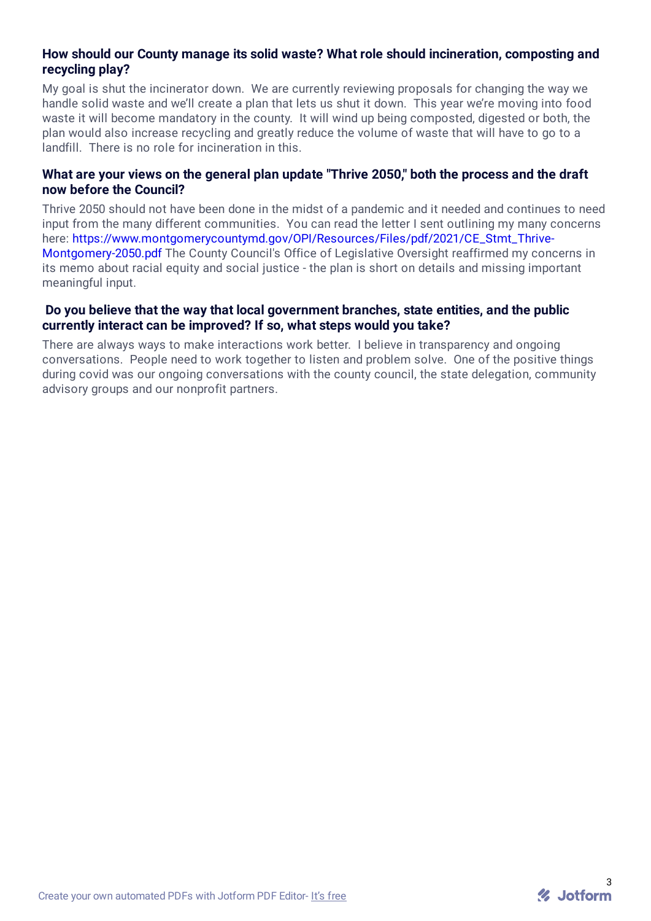**How should our County manage its solid waste? What role should incineration, composting and recycling play?**

My goal is shut the incinerator down. We are currently reviewing proposals for changing the way we handle solid waste and we'll create a plan that lets us shut it down. This year we're moving into food waste it will become mandatory in the county. It will wind up being composted, digested or both, the plan would also increase recycling and greatly reduce the volume of waste that will have to go to a landfill. There is no role for incineration in this.

**What are your views on the general plan update "Thrive 2050," both the process and the draft now before the Council?**

Thrive 2050 should not have been done in the midst of a pandemic and it needed and continues to need input from the many different communities. You can read the letter I sent outlining my many concerns here: https://www.montgomerycountymd.gov/OPI/Resources/Files/pdf/2021/CE_Stmt_Thrive-Montgomery-2050.pdf The County Council's Office of Legislative Oversight reaffirmed my concerns in its memo about racial equity and social justice - the plan is short on details and missing important meaningful input.

**Do you believe that the way that local government branches, state entities, and the public currently interact can be improved? If so, what steps would you take?**

There are always ways to make interactions work better. I believe in transparency and ongoing conversations. People need to work together to listen and problem solve. One of the positive things during covid was our ongoing conversations with the county council, the state delegation, community advisory groups and our nonprofit partners.